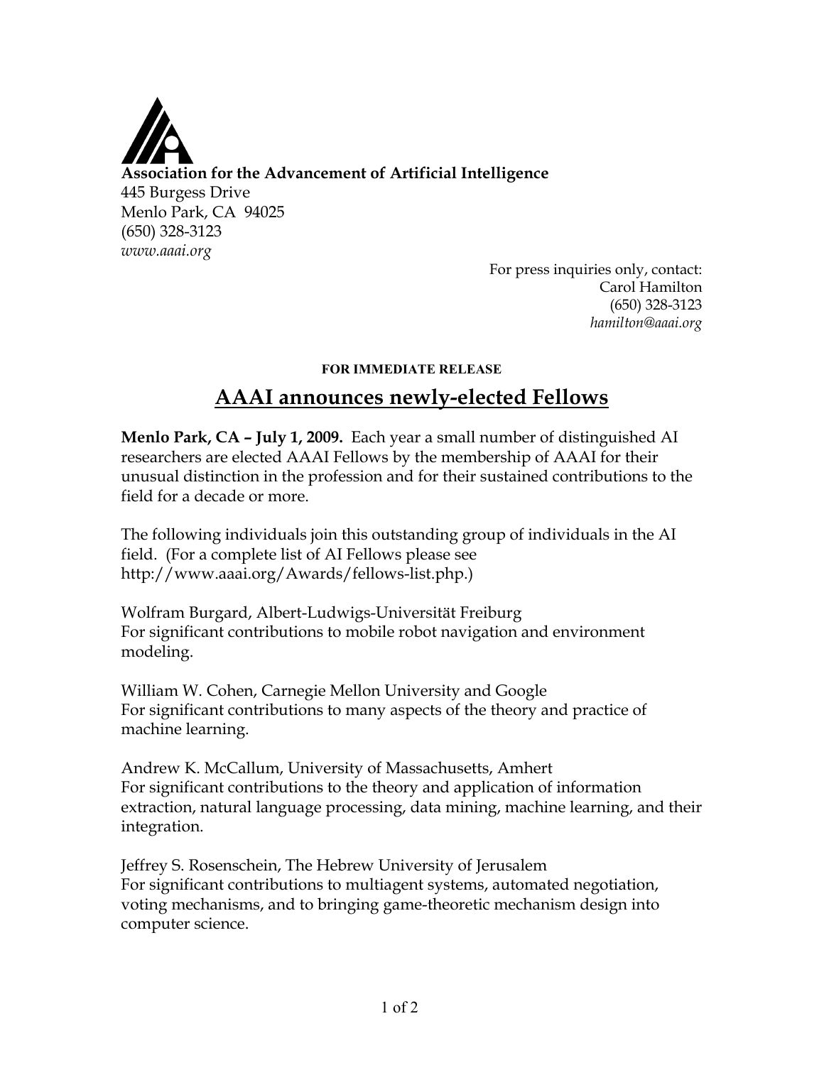**Association for the Advancement of Artificial Intelligence**
445 Burgess Drive
Menlo Park, CA 94025
(650) 328-3123
*www.aaai.org*

For press inquiries only, contact:
Carol Hamilton
(650) 328-3123
*hamilton@aaai.org*

**FOR IMMEDIATE RELEASE**

# AAAI announces newly-elected Fellows

**Menlo Park, CA – July 1, 2009.** Each year a small number of distinguished AI researchers are elected AAAI Fellows by the membership of AAAI for their unusual distinction in the profession and for their sustained contributions to the field for a decade or more.

The following individuals join this outstanding group of individuals in the AI field. (For a complete list of AI Fellows please see http://www.aaai.org/Awards/fellows-list.php.)

Wolfram Burgard, Albert-Ludwigs-Universität Freiburg
For significant contributions to mobile robot navigation and environment modeling.

William W. Cohen, Carnegie Mellon University and Google
For significant contributions to many aspects of the theory and practice of machine learning.

Andrew K. McCallum, University of Massachusetts, Amhert
For significant contributions to the theory and application of information extraction, natural language processing, data mining, machine learning, and their integration.

Jeffrey S. Rosenschein, The Hebrew University of Jerusalem
For significant contributions to multiagent systems, automated negotiation, voting mechanisms, and to bringing game-theoretic mechanism design into computer science.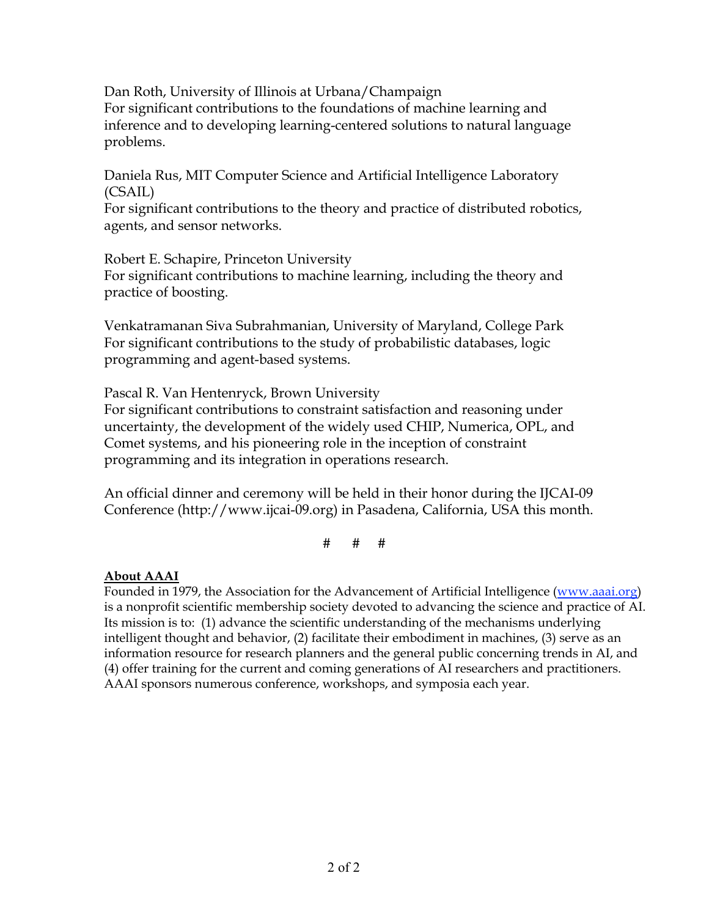Dan Roth, University of Illinois at Urbana/Champaign
For significant contributions to the foundations of machine learning and inference and to developing learning-centered solutions to natural language problems.

Daniela Rus, MIT Computer Science and Artificial Intelligence Laboratory (CSAIL)
For significant contributions to the theory and practice of distributed robotics, agents, and sensor networks.

Robert E. Schapire, Princeton University
For significant contributions to machine learning, including the theory and practice of boosting.

Venkatramanan Siva Subrahmanian, University of Maryland, College Park
For significant contributions to the study of probabilistic databases, logic programming and agent-based systems.

Pascal R. Van Hentenryck, Brown University
For significant contributions to constraint satisfaction and reasoning under uncertainty, the development of the widely used CHIP, Numerica, OPL, and Comet systems, and his pioneering role in the inception of constraint programming and its integration in operations research.

An official dinner and ceremony will be held in their honor during the IJCAI-09 Conference (http://www.ijcai-09.org) in Pasadena, California, USA this month.

# # #

**About AAAI**

Founded in 1979, the Association for the Advancement of Artificial Intelligence (www.aaai.org) is a nonprofit scientific membership society devoted to advancing the science and practice of AI. Its mission is to: (1) advance the scientific understanding of the mechanisms underlying intelligent thought and behavior, (2) facilitate their embodiment in machines, (3) serve as an information resource for research planners and the general public concerning trends in AI, and (4) offer training for the current and coming generations of AI researchers and practitioners. AAAI sponsors numerous conference, workshops, and symposia each year.